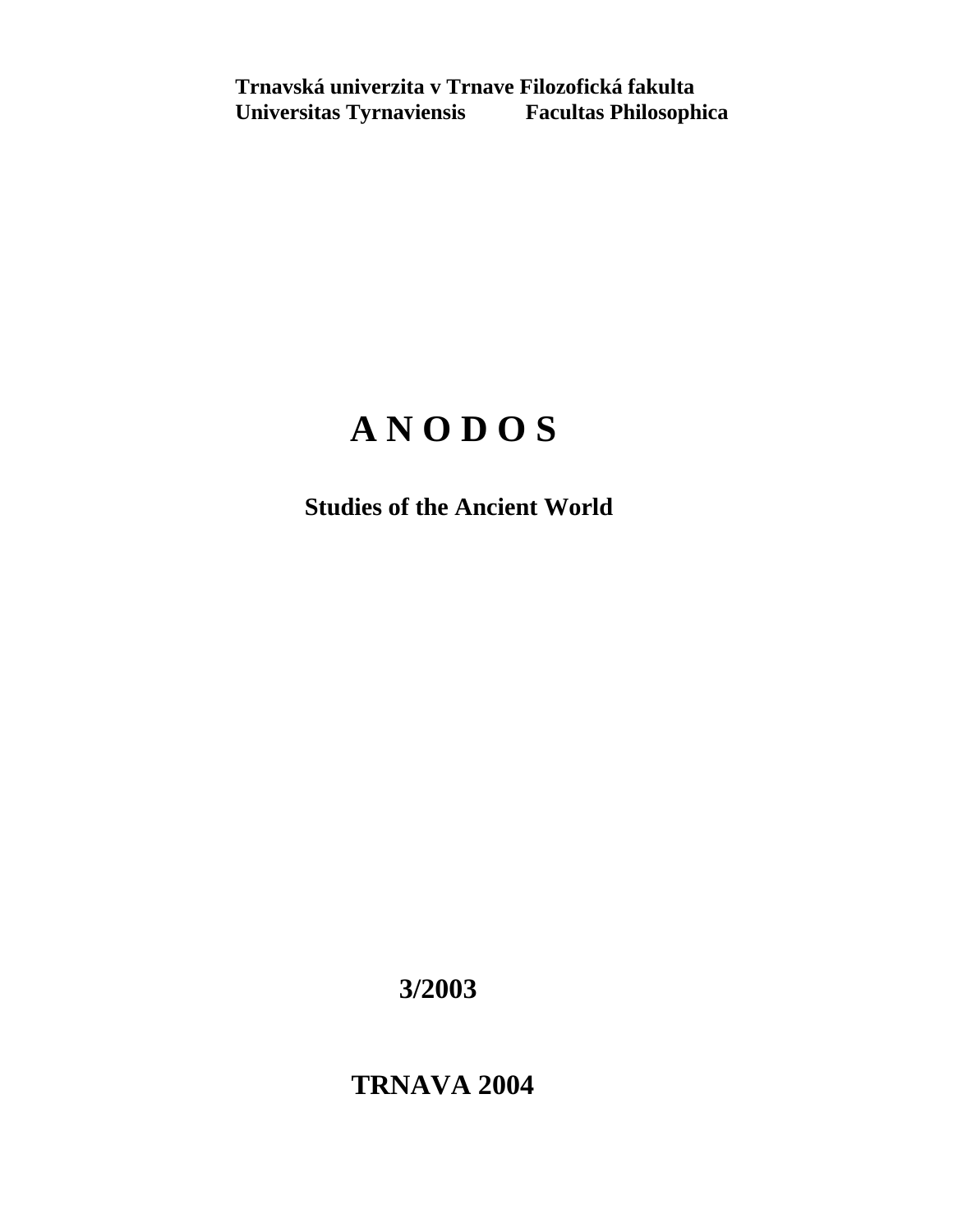**Trnavská univerzita v Trnave Filozofická fakulta**
**Universitas Tyrnaviensis Facultas Philosophica**

# A N O D O S

## Studies of the Ancient World

**3/2003**

**TRNAVA 2004**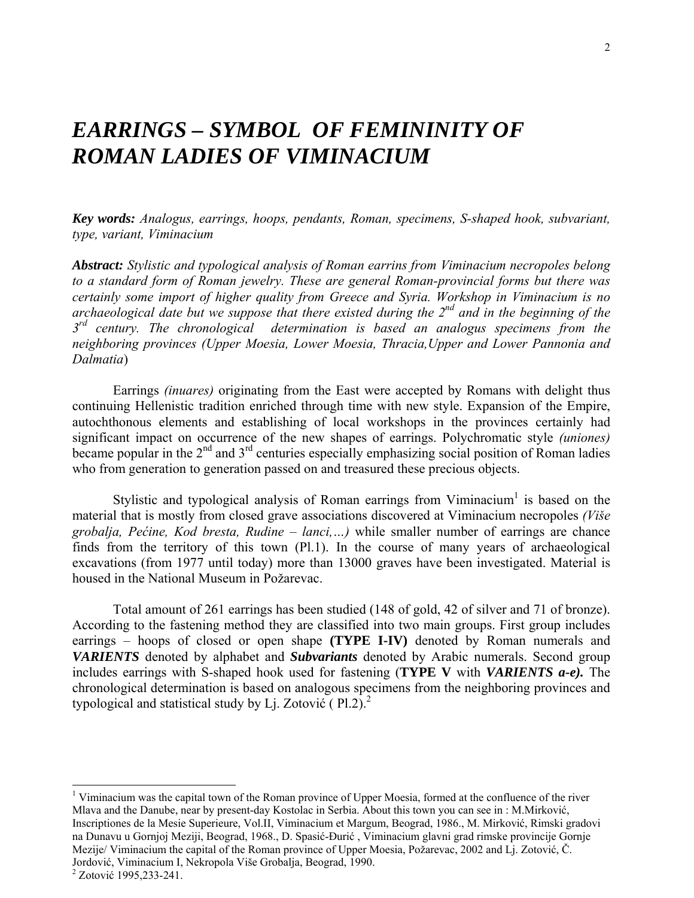# *EARRINGS – SYMBOL OF FEMININITY OF ROMAN LADIES OF VIMINACIUM*

***Key words:*** *Analogus, earrings, hoops, pendants, Roman, specimens, S-shaped hook, subvariant, type, variant, Viminacium*

***Abstract:*** *Stylistic and typological analysis of Roman earrins from Viminacium necropoles belong to a standard form of Roman jewelry. These are general Roman-provincial forms but there was certainly some import of higher quality from Greece and Syria. Workshop in Viminacium is no archaeological date but we suppose that there existed during the 2nd and in the beginning of the 3rd century. The chronological determination is based an analogus specimens from the neighboring provinces (Upper Moesia, Lower Moesia, Thracia,Upper and Lower Pannonia and Dalmatia*)

Earrings *(inuares)* originating from the East were accepted by Romans with delight thus continuing Hellenistic tradition enriched through time with new style. Expansion of the Empire, autochthonous elements and establishing of local workshops in the provinces certainly had significant impact on occurrence of the new shapes of earrings. Polychromatic style *(uniones)* became popular in the 2nd and 3rd centuries especially emphasizing social position of Roman ladies who from generation to generation passed on and treasured these precious objects.

Stylistic and typological analysis of Roman earrings from Viminacium[1] is based on the material that is mostly from closed grave associations discovered at Viminacium necropoles *(Više grobalja, Pećine, Kod bresta, Rudine – lanci,…)* while smaller number of earrings are chance finds from the territory of this town (Pl.1). In the course of many years of archaeological excavations (from 1977 until today) more than 13000 graves have been investigated. Material is housed in the National Museum in Požarevac.

Total amount of 261 earrings has been studied (148 of gold, 42 of silver and 71 of bronze). According to the fastening method they are classified into two main groups. First group includes earrings – hoops of closed or open shape **(TYPE I-IV)** denoted by Roman numerals and ***VARIENTS*** denoted by alphabet and ***Subvariants*** denoted by Arabic numerals. Second group includes earrings with S-shaped hook used for fastening (**TYPE V** with ***VARIENTS a-e).*** The chronological determination is based on analogous specimens from the neighboring provinces and typological and statistical study by Lj. Zotović ( Pl.2).[2]

---

[1] Viminacium was the capital town of the Roman province of Upper Moesia, formed at the confluence of the river Mlava and the Danube, near by present-day Kostolac in Serbia. About this town you can see in : M.Mirković, Inscriptiones de la Mesie Superieure, Vol.II, Viminacium et Margum, Beograd, 1986., M. Mirković, Rimski gradovi na Dunavu u Gornjoj Meziji, Beograd, 1968., D. Spasić-Đurić , Viminacium glavni grad rimske provincije Gornje Mezije/ Viminacium the capital of the Roman province of Upper Moesia, Požarevac, 2002 and Lj. Zotović, Č. Jordović, Viminacium I, Nekropola Više Grobalja, Beograd, 1990.

[2] Zotović 1995,233-241.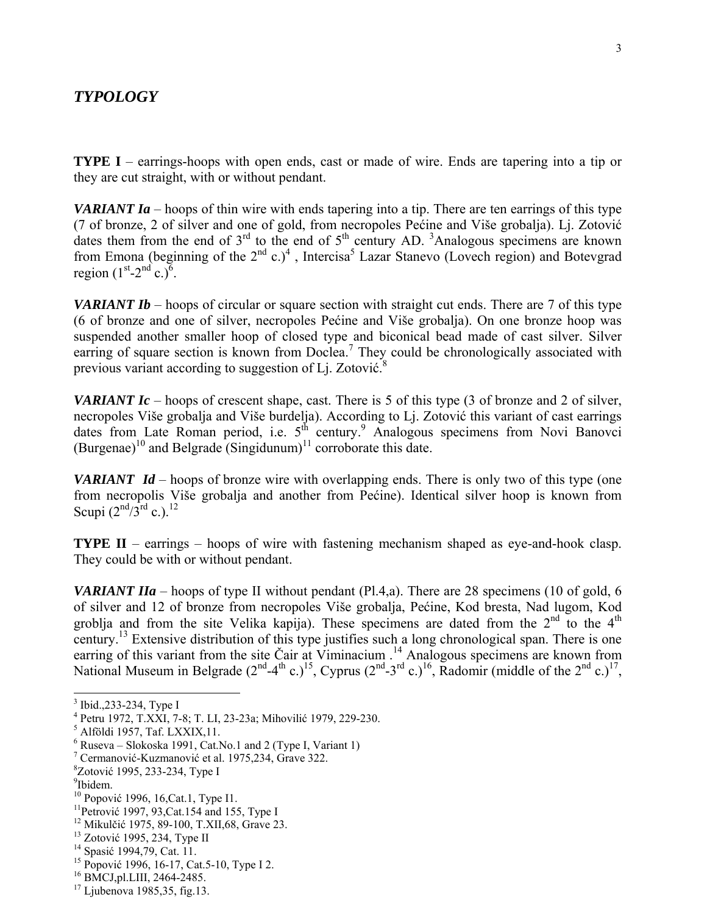## *TYPOLOGY*

**TYPE I** – earrings-hoops with open ends, cast or made of wire. Ends are tapering into a tip or they are cut straight, with or without pendant.

***VARIANT Ia*** – hoops of thin wire with ends tapering into a tip. There are ten earrings of this type (7 of bronze, 2 of silver and one of gold, from necropoles Pećine and Više grobalja). Lj. Zotović dates them from the end of 3rd to the end of 5th century AD. [3]Analogous specimens are known from Emona (beginning of the 2nd c.)[4] , Intercisa[5] Lazar Stanevo (Lovech region) and Botevgrad region (1st-2nd c.)[6].

***VARIANT Ib*** – hoops of circular or square section with straight cut ends. There are 7 of this type (6 of bronze and one of silver, necropoles Pećine and Više grobalja). On one bronze hoop was suspended another smaller hoop of closed type and biconical bead made of cast silver. Silver earring of square section is known from Doclea.[7] They could be chronologically associated with previous variant according to suggestion of Lj. Zotović.[8]

***VARIANT Ic*** – hoops of crescent shape, cast. There is 5 of this type (3 of bronze and 2 of silver, necropoles Više grobalja and Više burdelja). According to Lj. Zotović this variant of cast earrings dates from Late Roman period, i.e. 5th century.[9] Analogous specimens from Novi Banovci (Burgenae)[10] and Belgrade (Singidunum)[11] corroborate this date.

***VARIANT Id*** – hoops of bronze wire with overlapping ends. There is only two of this type (one from necropolis Više grobalja and another from Pećine). Identical silver hoop is known from Scupi (2nd/3rd c.).[12]

**TYPE II** – earrings – hoops of wire with fastening mechanism shaped as eye-and-hook clasp. They could be with or without pendant.

***VARIANT IIa*** – hoops of type II without pendant (Pl.4,a). There are 28 specimens (10 of gold, 6 of silver and 12 of bronze from necropoles Više grobalja, Pećine, Kod bresta, Nad lugom, Kod groblja and from the site Velika kapija). These specimens are dated from the 2nd to the 4th century.[13] Extensive distribution of this type justifies such a long chronological span. There is one earring of this variant from the site Čair at Viminacium .[14] Analogous specimens are known from National Museum in Belgrade (2nd-4th c.)[15], Cyprus (2nd-3rd c.)[16], Radomir (middle of the 2nd c.)[17],

---

[3] Ibid.,233-234, Type I

[4] Petru 1972, T.XXI, 7-8; T. LI, 23-23a; Mihovilić 1979, 229-230.

[5] Alföldi 1957, Taf. LXXIX,11.

[6] Ruseva – Slokoska 1991, Cat.No.1 and 2 (Type I, Variant 1)

[7] Cermanović-Kuzmanović et al. 1975,234, Grave 322.

[8] Zotović 1995, 233-234, Type I

[9] Ibidem.

[10] Popović 1996, 16,Cat.1, Type I1.

[11] Petrović 1997, 93,Cat.154 and 155, Type I

[12] Mikulčić 1975, 89-100, T.XII,68, Grave 23.

[13] Zotović 1995, 234, Type II

[14] Spasić 1994,79, Cat. 11.

[15] Popović 1996, 16-17, Cat.5-10, Type I 2.

[16] BMCJ,pl.LIII, 2464-2485.

[17] Ljubenova 1985,35, fig.13.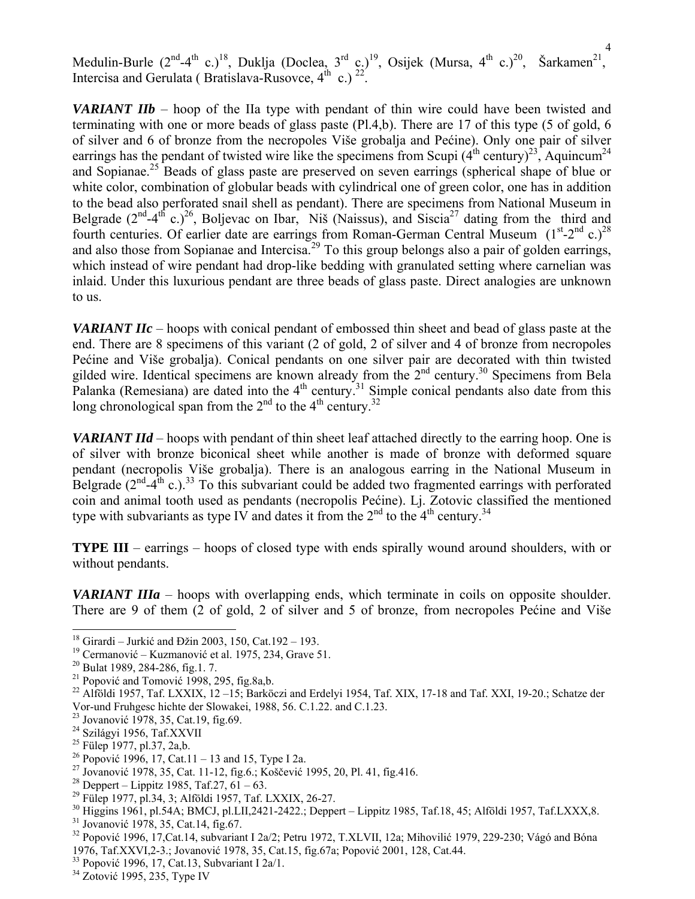Medulin-Burle (2nd-4th c.)[18], Duklja (Doclea, 3rd c.)[19], Osijek (Mursa, 4th c.)[20], Šarkamen[21], Intercisa and Gerulata ( Bratislava-Rusovce, 4th c.) [22].

***VARIANT IIb*** – hoop of the IIa type with pendant of thin wire could have been twisted and terminating with one or more beads of glass paste (Pl.4,b). There are 17 of this type (5 of gold, 6 of silver and 6 of bronze from the necropoles Više grobalja and Porine). Only one pair of silver earrings has the pendant of twisted wire like the specimens from Scupi (4th century)[23], Aquincum[24] and Sopianae.[25] Beads of glass paste are preserved on seven earrings (spherical shape of blue or white color, combination of globular beads with cylindrical one of green color, one has in addition to the bead also perforated snail shell as pendant). There are specimens from National Museum in Belgrade (2nd-4th c.)[26], Boljevac on Ibar, Niš (Naissus), and Siscia[27] dating from the third and fourth centuries. Of earlier date are earrings from Roman-German Central Museum (1st-2nd c.)[28] and also those from Sopianae and Intercisa.[29] To this group belongs also a pair of golden earrings, which instead of wire pendant had drop-like bedding with granulated setting where carnelian was inlaid. Under this luxurious pendant are three beads of glass paste. Direct analogies are unknown to us.

***VARIANT IIc*** – hoops with conical pendant of embossed thin sheet and bead of glass paste at the end. There are 8 specimens of this variant (2 of gold, 2 of silver and 4 of bronze from necropoles Porine and Više grobalja). Conical pendants on one silver pair are decorated with thin twisted gilded wire. Identical specimens are known already from the 2nd century.[30] Specimens from Bela Palanka (Remesiana) are dated into the 4th century.[31] Simple conical pendants also date from this long chronological span from the 2nd to the 4th century.[32]

***VARIANT IId*** – hoops with pendant of thin sheet leaf attached directly to the earring hoop. One is of silver with bronze biconical sheet while another is made of bronze with deformed square pendant (necropolis Više grobalja). There is an analogous earring in the National Museum in Belgrade (2nd-4th c.).[33] To this subvariant could be added two fragmented earrings with perforated coin and animal tooth used as pendants (necropolis Porine). Lj. Zotovic classified the mentioned type with subvariants as type IV and dates it from the 2nd to the 4th century.[34]

**TYPE III** – earrings – hoops of closed type with ends spirally wound around shoulders, with or without pendants.

***VARIANT IIIa*** – hoops with overlapping ends, which terminate in coils on opposite shoulder. There are 9 of them (2 of gold, 2 of silver and 5 of bronze, from necropoles Porine and Više

---

[18] Girardi – Jurkić and Đžin 2003, 150, Cat.192 – 193.
[19] Cermanović – Kuzmanović et al. 1975, 234, Grave 51.
[20] Bulat 1989, 284-286, fig.1. 7.
[21] Popović and Tomović 1998, 295, fig.8a,b.
[22] Alföldi 1957, Taf. LXXIX, 12 –15; Barköczi and Erdelyi 1954, Taf. XIX, 17-18 and Taf. XXI, 19-20.; Schatze der Vor-und Fruhgesc hichte der Slowakei, 1988, 56. C.1.22. and C.1.23.
[23] Jovanović 1978, 35, Cat.19, fig.69.
[24] Szilágyi 1956, Taf.XXVII
[25] Fülep 1977, pl.37, 2a,b.
[26] Popović 1996, 17, Cat.11 – 13 and 15, Type I 2a.
[27] Jovanović 1978, 35, Cat. 11-12, fig.6.; Koščević 1995, 20, Pl. 41, fig.416.
[28] Deppert – Lippitz 1985, Taf.27, 61 – 63.
[29] Fülep 1977, pl.34, 3; Alföldi 1957, Taf. LXXIX, 26-27.
[30] Higgins 1961, pl.54A; BMCJ, pl.LII,2421-2422.; Deppert – Lippitz 1985, Taf.18, 45; Alföldi 1957, Taf.LXXX,8.
[31] Jovanović 1978, 35, Cat.14, fig.67.
[32] Popović 1996, 17,Cat.14, subvariant I 2a/2; Petru 1972, T.XLVII, 12a; Mihovilić 1979, 229-230; Vágó and Bóna 1976, Taf.XXVI,2-3.; Jovanović 1978, 35, Cat.15, fig.67a; Popović 2001, 128, Cat.44.
[33] Popović 1996, 17, Cat.13, Subvariant I 2a/1.
[34] Zotović 1995, 235, Type IV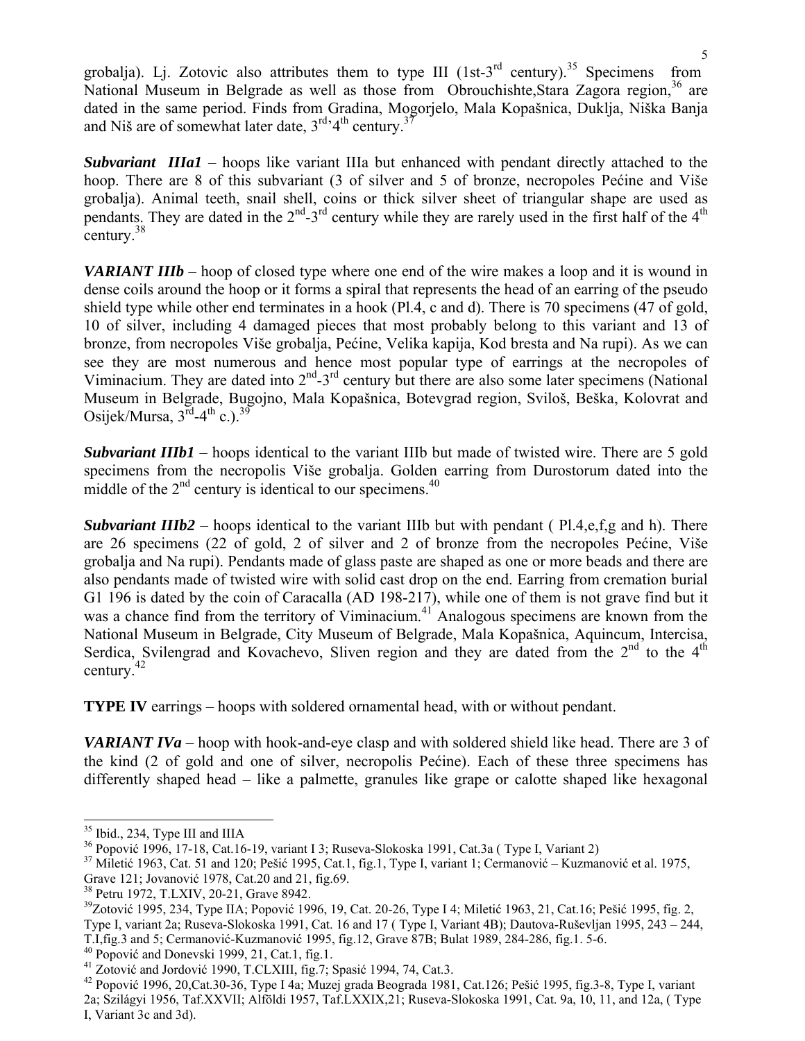grobalja). Lj. Zotovic also attributes them to type III (1st-3rd century).[35] Specimens from National Museum in Belgrade as well as those from Obrouchishte,Stara Zagora region,[36] are dated in the same period. Finds from Gradina, Mogorjelo, Mala Kopašnica, Duklja, Niška Banja and Niš are of somewhat later date, 3rd-4th century.[37]

***Subvariant IIIa1*** – hoops like variant IIIa but enhanced with pendant directly attached to the hoop. There are 8 of this subvariant (3 of silver and 5 of bronze, necropoles Pećine and Više grobalja). Animal teeth, snail shell, coins or thick silver sheet of triangular shape are used as pendants. They are dated in the 2nd-3rd century while they are rarely used in the first half of the 4th century.[38]

***VARIANT IIIb*** – hoop of closed type where one end of the wire makes a loop and it is wound in dense coils around the hoop or it forms a spiral that represents the head of an earring of the pseudo shield type while other end terminates in a hook (Pl.4, c and d). There is 70 specimens (47 of gold, 10 of silver, including 4 damaged pieces that most probably belong to this variant and 13 of bronze, from necropoles Više grobalja, Pećine, Velika kapija, Kod bresta and Na rupi). As we can see they are most numerous and hence most popular type of earrings at the necropoles of Viminacium. They are dated into 2nd-3rd century but there are also some later specimens (National Museum in Belgrade, Bugojno, Mala Kopašnica, Botevgrad region, Sviloš, Beška, Kolovrat and Osijek/Mursa, 3rd-4th c.).[39]

***Subvariant IIIb1*** – hoops identical to the variant IIIb but made of twisted wire. There are 5 gold specimens from the necropolis Više grobalja. Golden earring from Durostorum dated into the middle of the 2nd century is identical to our specimens.[40]

***Subvariant IIIb2*** – hoops identical to the variant IIIb but with pendant ( Pl.4,e,f,g and h). There are 26 specimens (22 of gold, 2 of silver and 2 of bronze from the necropoles Pećine, Više grobalja and Na rupi). Pendants made of glass paste are shaped as one or more beads and there are also pendants made of twisted wire with solid cast drop on the end. Earring from cremation burial G1 196 is dated by the coin of Caracalla (AD 198-217), while one of them is not grave find but it was a chance find from the territory of Viminacium.[41] Analogous specimens are known from the National Museum in Belgrade, City Museum of Belgrade, Mala Kopašnica, Aquincum, Intercisa, Serdica, Svilengrad and Kovachevo, Sliven region and they are dated from the 2nd to the 4th century.[42]

**TYPE IV** earrings – hoops with soldered ornamental head, with or without pendant.

***VARIANT IVa*** – hoop with hook-and-eye clasp and with soldered shield like head. There are 3 of the kind (2 of gold and one of silver, necropolis Pećine). Each of these three specimens has differently shaped head – like a palmette, granules like grape or calotte shaped like hexagonal

---

[35] Ibid., 234, Type III and IIIA

[36] Popović 1996, 17-18, Cat.16-19, variant I 3; Ruseva-Slokoska 1991, Cat.3a ( Type I, Variant 2)

[37] Miletić 1963, Cat. 51 and 120; Pešić 1995, Cat.1, fig.1, Type I, variant 1; Cermanović – Kuzmanović et al. 1975, Grave 121; Jovanović 1978, Cat.20 and 21, fig.69.

[38] Petru 1972, T.LXIV, 20-21, Grave 8942.

[39] Zotović 1995, 234, Type IIA; Popović 1996, 19, Cat. 20-26, Type I 4; Miletić 1963, 21, Cat.16; Pešić 1995, fig. 2, Type I, variant 2a; Ruseva-Slokoska 1991, Cat. 16 and 17 ( Type I, Variant 4B); Dautova-Ruševljan 1995, 243 – 244, T.I,fig.3 and 5; Cermanović-Kuzmanović 1995, fig.12, Grave 87B; Bulat 1989, 284-286, fig.1. 5-6.

[40] Popović and Donevski 1999, 21, Cat.1, fig.1.

[41] Zotović and Jordović 1990, T.CLXIII, fig.7; Spasić 1994, 74, Cat.3.

[42] Popović 1996, 20,Cat.30-36, Type I 4a; Muzej grada Beograda 1981, Cat.126; Pešić 1995, fig.3-8, Type I, variant 2a; Szilágyi 1956, Taf.XXVII; Alföldi 1957, Taf.LXXIX,21; Ruseva-Slokoska 1991, Cat. 9a, 10, 11, and 12a, ( Type I, Variant 3c and 3d).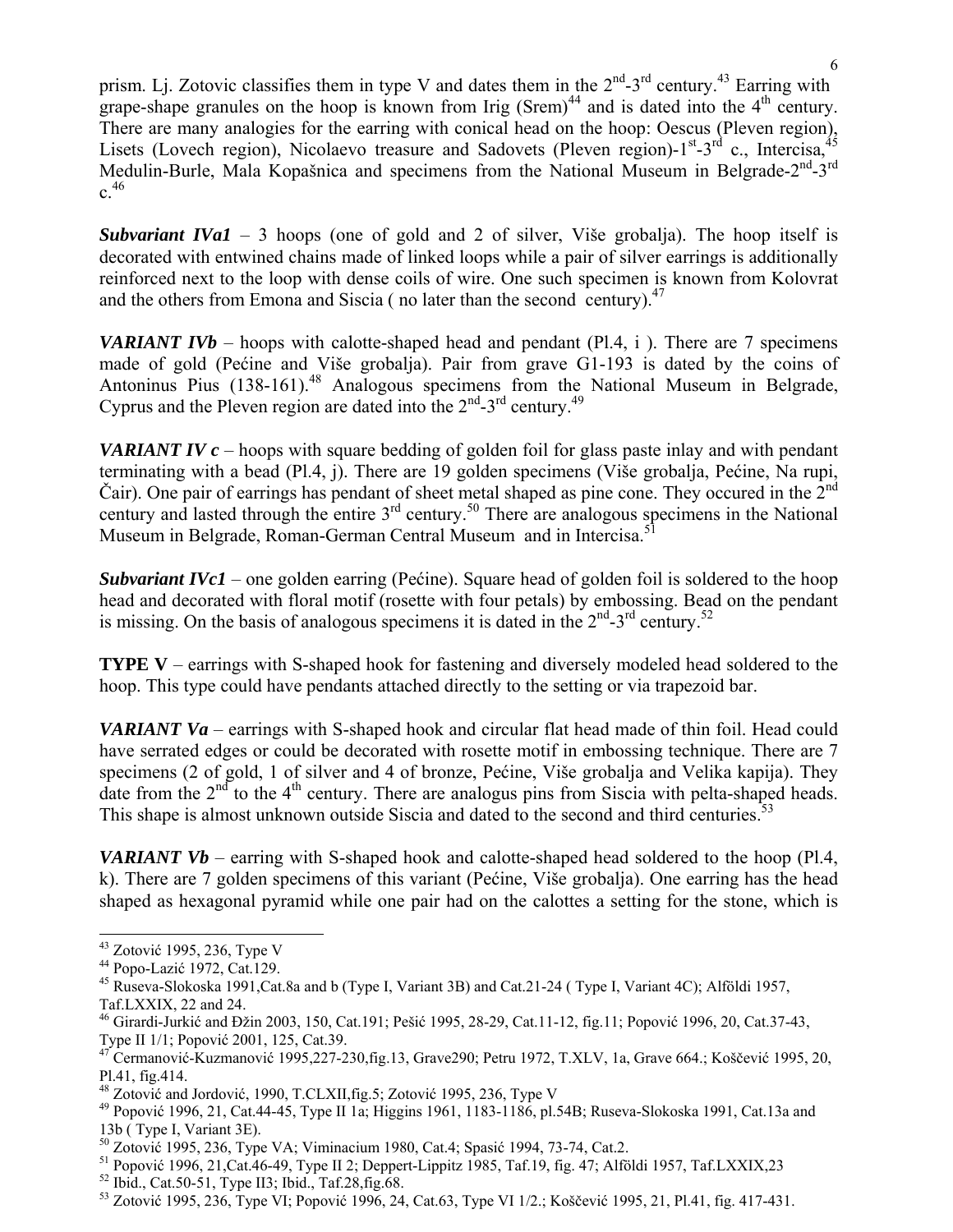prism. Lj. Zotovic classifies them in type V and dates them in the 2nd-3rd century.[43] Earring with grape-shape granules on the hoop is known from Irig (Srem)[44] and is dated into the 4th century. There are many analogies for the earring with conical head on the hoop: Oescus (Pleven region), Lisets (Lovech region), Nicolaevo treasure and Sadovets (Pleven region)-1st-3rd c., Intercisa,[45] Medulin-Burle, Mala Kopašnica and specimens from the National Museum in Belgrade-2nd-3rd c.[46]

***Subvariant IVa1*** – 3 hoops (one of gold and 2 of silver, Više grobalja). The hoop itself is decorated with entwined chains made of linked loops while a pair of silver earrings is additionally reinforced next to the loop with dense coils of wire. One such specimen is known from Kolovrat and the others from Emona and Siscia ( no later than the second century).[47]

***VARIANT IVb*** – hoops with calotte-shaped head and pendant (Pl.4, i ). There are 7 specimens made of gold (Pećine and Više grobalja). Pair from grave G1-193 is dated by the coins of Antoninus Pius (138-161).[48] Analogous specimens from the National Museum in Belgrade, Cyprus and the Pleven region are dated into the 2nd-3rd century.[49]

***VARIANT IV c*** – hoops with square bedding of golden foil for glass paste inlay and with pendant terminating with a bead (Pl.4, j). There are 19 golden specimens (Više grobalja, Pećine, Na rupi, Čair). One pair of earrings has pendant of sheet metal shaped as pine cone. They occured in the 2nd century and lasted through the entire 3rd century.[50] There are analogous specimens in the National Museum in Belgrade, Roman-German Central Museum and in Intercisa.[51]

***Subvariant IVc1*** – one golden earring (Pećine). Square head of golden foil is soldered to the hoop head and decorated with floral motif (rosette with four petals) by embossing. Bead on the pendant is missing. On the basis of analogous specimens it is dated in the 2nd-3rd century.[52]

**TYPE V** – earrings with S-shaped hook for fastening and diversely modeled head soldered to the hoop. This type could have pendants attached directly to the setting or via trapezoid bar.

***VARIANT Va*** – earrings with S-shaped hook and circular flat head made of thin foil. Head could have serrated edges or could be decorated with rosette motif in embossing technique. There are 7 specimens (2 of gold, 1 of silver and 4 of bronze, Pećine, Više grobalja and Velika kapija). They date from the 2nd to the 4th century. There are analogus pins from Siscia with pelta-shaped heads. This shape is almost unknown outside Siscia and dated to the second and third centuries.[53]

***VARIANT Vb*** – earring with S-shaped hook and calotte-shaped head soldered to the hoop (Pl.4, k). There are 7 golden specimens of this variant (Pećine, Više grobalja). One earring has the head shaped as hexagonal pyramid while one pair had on the calottes a setting for the stone, which is

---

[43] Zotović 1995, 236, Type V

[44] Popo-Lazić 1972, Cat.129.

[45] Ruseva-Slokoska 1991,Cat.8a and b (Type I, Variant 3B) and Cat.21-24 ( Type I, Variant 4C); Alföldi 1957, Taf.LXXIX, 22 and 24.

[46] Girardi-Jurkić and Džin 2003, 150, Cat.191; Pešić 1995, 28-29, Cat.11-12, fig.11; Popović 1996, 20, Cat.37-43, Type II 1/1; Popović 2001, 125, Cat.39.

[47] Cermanović-Kuzmanović 1995,227-230,fig.13, Grave290; Petru 1972, T.XLV, 1a, Grave 664.; Koščević 1995, 20, Pl.41, fig.414.

[48] Zotović and Jordović, 1990, T.CLXII,fig.5; Zotović 1995, 236, Type V

[49] Popović 1996, 21, Cat.44-45, Type II 1a; Higgins 1961, 1183-1186, pl.54B; Ruseva-Slokoska 1991, Cat.13a and 13b ( Type I, Variant 3E).

[50] Zotović 1995, 236, Type VA; Viminacium 1980, Cat.4; Spasić 1994, 73-74, Cat.2.

[51] Popović 1996, 21,Cat.46-49, Type II 2; Deppert-Lippitz 1985, Taf.19, fig. 47; Alföldi 1957, Taf.LXXIX,23

[52] Ibid., Cat.50-51, Type II3; Ibid., Taf.28,fig.68.

[53] Zotović 1995, 236, Type VI; Popović 1996, 24, Cat.63, Type VI 1/2.; Koščević 1995, 21, Pl.41, fig. 417-431.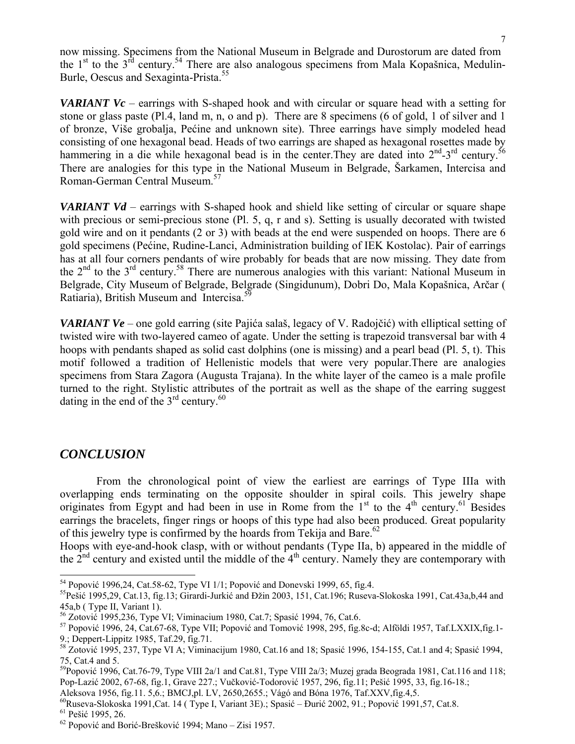now missing. Specimens from the National Museum in Belgrade and Durostorum are dated from the 1st to the 3rd century.[54] There are also analogous specimens from Mala Kopašnica, Medulin-Burle, Oescus and Sexaginta-Prista.[55]

***VARIANT Vc*** – earrings with S-shaped hook and with circular or square head with a setting for stone or glass paste (Pl.4, land m, n, o and p). There are 8 specimens (6 of gold, 1 of silver and 1 of bronze, Više grobalja, Pećine and unknown site). Three earrings have simply modeled head consisting of one hexagonal bead. Heads of two earrings are shaped as hexagonal rosettes made by hammering in a die while hexagonal bead is in the center.They are dated into 2nd-3rd century.[56] There are analogies for this type in the National Museum in Belgrade, Šarkamen, Intercisa and Roman-German Central Museum.[57]

***VARIANT Vd*** – earrings with S-shaped hook and shield like setting of circular or square shape with precious or semi-precious stone (Pl. 5, q, r and s). Setting is usually decorated with twisted gold wire and on it pendants (2 or 3) with beads at the end were suspended on hoops. There are 6 gold specimens (Pećine, Rudine-Lanci, Administration building of IEK Kostolac). Pair of earrings has at all four corners pendants of wire probably for beads that are now missing. They date from the 2nd to the 3rd century.[58] There are numerous analogies with this variant: National Museum in Belgrade, City Museum of Belgrade, Belgrade (Singidunum), Dobri Do, Mala Kopašnica, Arčar ( Ratiaria), British Museum and Intercisa.[59]

***VARIANT Ve*** – one gold earring (site Pajića salaš, legacy of V. Radojčić) with elliptical setting of twisted wire with two-layered cameo of agate. Under the setting is trapezoid transversal bar with 4 hoops with pendants shaped as solid cast dolphins (one is missing) and a pearl bead (Pl. 5, t). This motif followed a tradition of Hellenistic models that were very popular.There are analogies specimens from Stara Zagora (Augusta Trajana). In the white layer of the cameo is a male profile turned to the right. Stylistic attributes of the portrait as well as the shape of the earring suggest dating in the end of the 3rd century.[60]

## *CONCLUSION*

From the chronological point of view the earliest are earrings of Type IIIa with overlapping ends terminating on the opposite shoulder in spiral coils. This jewelry shape originates from Egypt and had been in use in Rome from the 1st to the 4th century.[61] Besides earrings the bracelets, finger rings or hoops of this type had also been produced. Great popularity of this jewelry type is confirmed by the hoards from Tekija and Bare.[62]

Hoops with eye-and-hook clasp, with or without pendants (Type IIa, b) appeared in the middle of the 2nd century and existed until the middle of the 4th century. Namely they are contemporary with

---

[54] Popović 1996,24, Cat.58-62, Type VI 1/1; Popović and Donevski 1999, 65, fig.4.

[55] Pešić 1995,29, Cat.13, fig.13; Girardi-Jurkić and Đžin 2003, 151, Cat.196; Ruseva-Slokoska 1991, Cat.43a,b,44 and 45a,b ( Type II, Variant 1).

[56] Zotović 1995,236, Type VI; Viminacium 1980, Cat.7; Spasić 1994, 76, Cat.6.

[57] Popović 1996, 24, Cat.67-68, Type VII; Popović and Tomović 1998, 295, fig.8c-d; Alföldi 1957, Taf.LXXIX,fig.1-9.; Deppert-Lippitz 1985, Taf.29, fig.71.

[58] Zotović 1995, 237, Type VI A; Viminacijum 1980, Cat.16 and 18; Spasić 1996, 154-155, Cat.1 and 4; Spasić 1994, 75, Cat.4 and 5.

[59] Popović 1996, Cat.76-79, Type VIII 2a/1 and Cat.81, Type VIII 2a/3; Muzej grada Beograda 1981, Cat.116 and 118; Pop-Lazić 2002, 67-68, fig.1, Grave 227.; Vučković-Todorović 1957, 296, fig.11; Pešić 1995, 33, fig.16-18.; Aleksova 1956, fig.11. 5,6.; BMCJ,pl. LV, 2650,2655.; Vágó and Bóna 1976, Taf.XXV,fig.4,5.

[60] Ruseva-Slokoska 1991,Cat. 14 ( Type I, Variant 3E).; Spasić – Đurić 2002, 91.; Popović 1991,57, Cat.8.

[61] Pešić 1995, 26.

[62] Popović and Borić-Brešković 1994; Mano – Zisi 1957.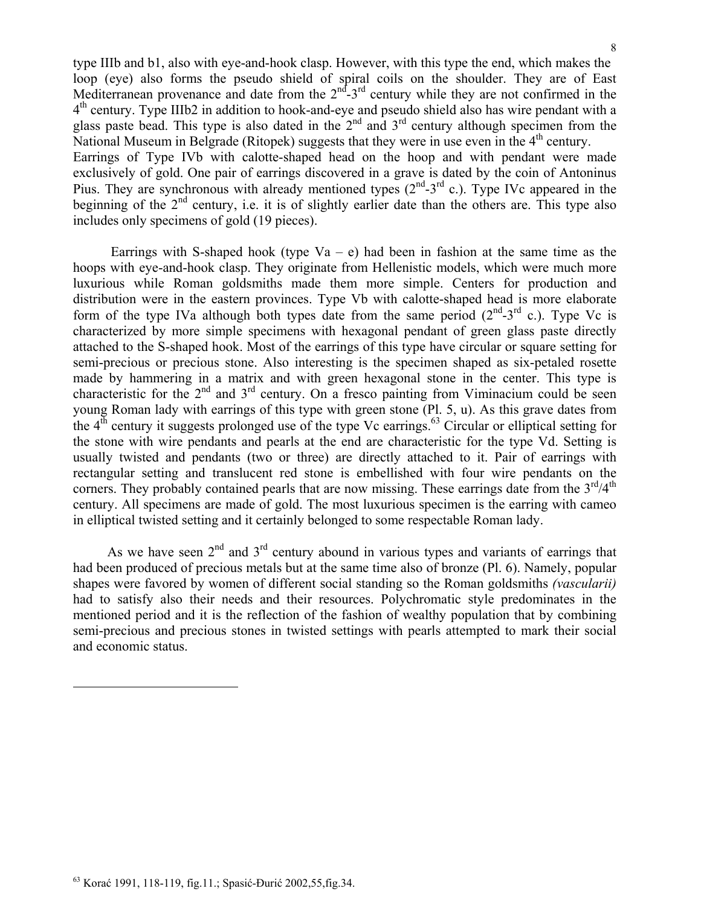type IIIb and b1, also with eye-and-hook clasp. However, with this type the end, which makes the loop (eye) also forms the pseudo shield of spiral coils on the shoulder. They are of East Mediterranean provenance and date from the 2nd-3rd century while they are not confirmed in the 4th century. Type IIIb2 in addition to hook-and-eye and pseudo shield also has wire pendant with a glass paste bead. This type is also dated in the 2nd and 3rd century although specimen from the National Museum in Belgrade (Ritopek) suggests that they were in use even in the 4th century.
Earrings of Type IVb with calotte-shaped head on the hoop and with pendant were made exclusively of gold. One pair of earrings discovered in a grave is dated by the coin of Antoninus Pius. They are synchronous with already mentioned types (2nd-3rd c.). Type IVc appeared in the beginning of the 2nd century, i.e. it is of slightly earlier date than the others are. This type also includes only specimens of gold (19 pieces).

Earrings with S-shaped hook (type Va – e) had been in fashion at the same time as the hoops with eye-and-hook clasp. They originate from Hellenistic models, which were much more luxurious while Roman goldsmiths made them more simple. Centers for production and distribution were in the eastern provinces. Type Vb with calotte-shaped head is more elaborate form of the type IVa although both types date from the same period (2nd-3rd c.). Type Vc is characterized by more simple specimens with hexagonal pendant of green glass paste directly attached to the S-shaped hook. Most of the earrings of this type have circular or square setting for semi-precious or precious stone. Also interesting is the specimen shaped as six-petaled rosette made by hammering in a matrix and with green hexagonal stone in the center. This type is characteristic for the 2nd and 3rd century. On a fresco painting from Viminacium could be seen young Roman lady with earrings of this type with green stone (Pl. 5, u). As this grave dates from the 4th century it suggests prolonged use of the type Vc earrings.[63] Circular or elliptical setting for the stone with wire pendants and pearls at the end are characteristic for the type Vd. Setting is usually twisted and pendants (two or three) are directly attached to it. Pair of earrings with rectangular setting and translucent red stone is embellished with four wire pendants on the corners. They probably contained pearls that are now missing. These earrings date from the 3rd/4th century. All specimens are made of gold. The most luxurious specimen is the earring with cameo in elliptical twisted setting and it certainly belonged to some respectable Roman lady.

As we have seen 2nd and 3rd century abound in various types and variants of earrings that had been produced of precious metals but at the same time also of bronze (Pl. 6). Namely, popular shapes were favored by women of different social standing so the Roman goldsmiths *(vascularii)* had to satisfy also their needs and their resources. Polychromatic style predominates in the mentioned period and it is the reflection of the fashion of wealthy population that by combining semi-precious and precious stones in twisted settings with pearls attempted to mark their social and economic status.

---

[63] Korać 1991, 118-119, fig.11.; Spasić-Đurić 2002,55,fig.34.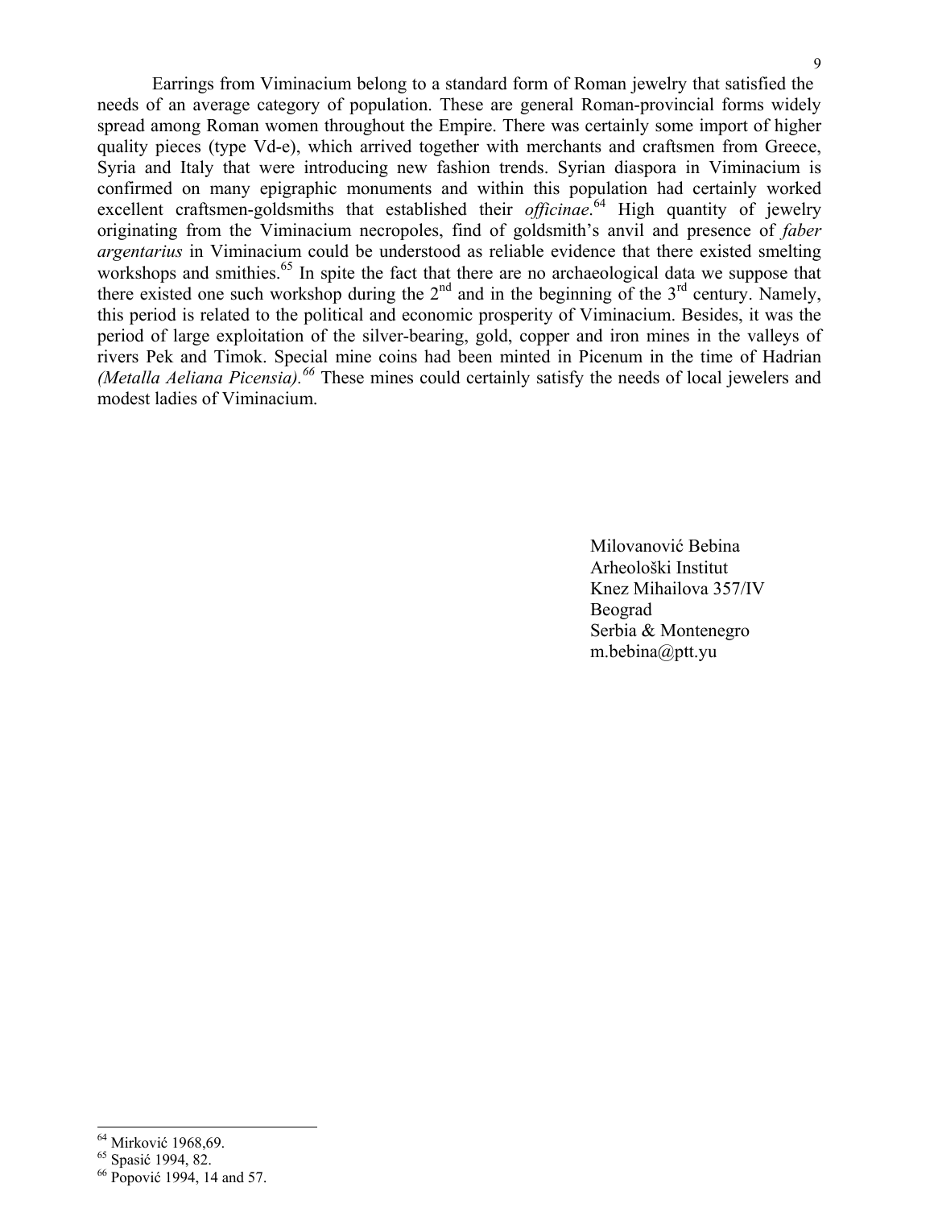Earrings from Viminacium belong to a standard form of Roman jewelry that satisfied the needs of an average category of population. These are general Roman-provincial forms widely spread among Roman women throughout the Empire. There was certainly some import of higher quality pieces (type Vd-e), which arrived together with merchants and craftsmen from Greece, Syria and Italy that were introducing new fashion trends. Syrian diaspora in Viminacium is confirmed on many epigraphic monuments and within this population had certainly worked excellent craftsmen-goldsmiths that established their *officinae*.[64] High quantity of jewelry originating from the Viminacium necropoles, find of goldsmith's anvil and presence of *faber argentarius* in Viminacium could be understood as reliable evidence that there existed smelting workshops and smithies.[65] In spite the fact that there are no archaeological data we suppose that there existed one such workshop during the 2nd and in the beginning of the 3rd century. Namely, this period is related to the political and economic prosperity of Viminacium. Besides, it was the period of large exploitation of the silver-bearing, gold, copper and iron mines in the valleys of rivers Pek and Timok. Special mine coins had been minted in Picenum in the time of Hadrian *(Metalla Aeliana Picensia)*.[66] These mines could certainly satisfy the needs of local jewelers and modest ladies of Viminacium.

Milovanović Bebina
Arheološki Institut
Knez Mihailova 357/IV
Beograd
Serbia & Montenegro
m.bebina@ptt.yu

---

[64] Mirković 1968,69.

[65] Spasić 1994, 82.

[66] Popović 1994, 14 and 57.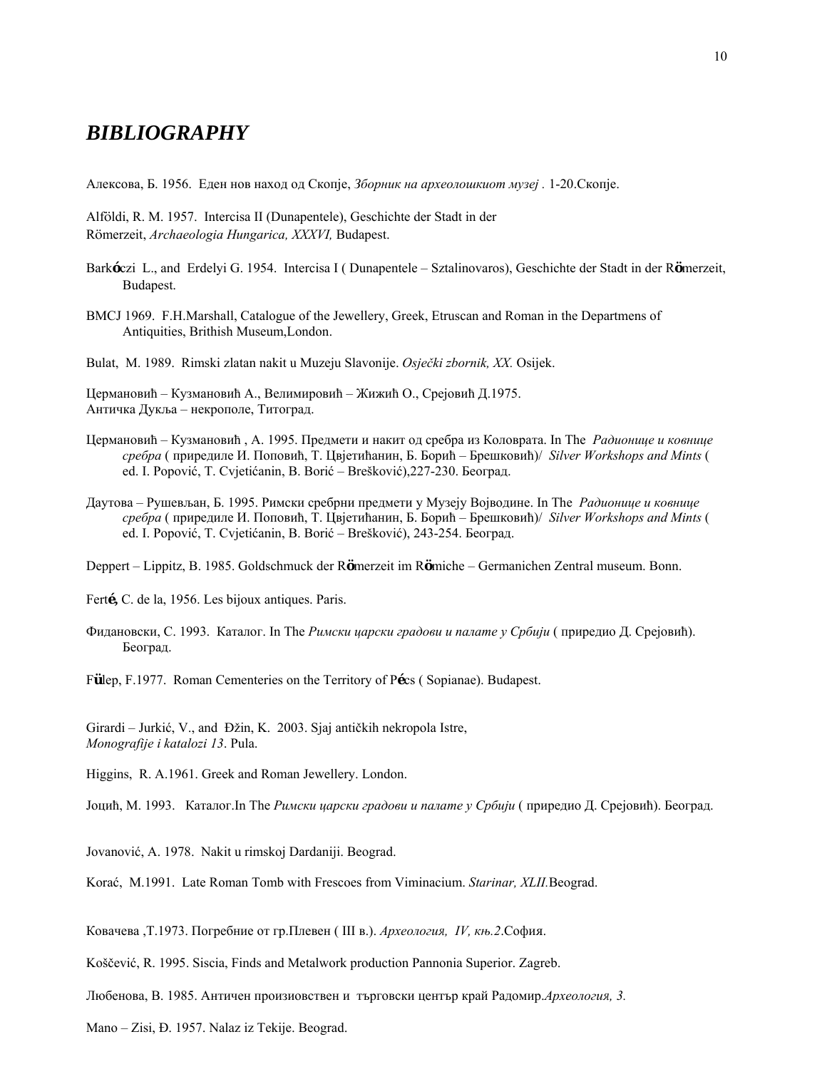# *BIBLIOGRAPHY*

Алексова, Б. 1956. Еден нов наход од Скопје, *Зборник на археолошкиот музеј .* 1-20.Скопје.

Alföldi, R. M. 1957. Intercisa II (Dunapentele), Geschichte der Stadt in der Römerzeit, *Archaeologia Hungarica, XXXVI,* Budapest.

Barkóczi L., and Erdelyi G. 1954. Intercisa I ( Dunapentele – Sztalinovaros), Geschichte der Stadt in der Römerzeit, Budapest.

BMCJ 1969. F.H.Marshall, Catalogue of the Jewellery, Greek, Etruscan and Roman in the Departmens of Antiquities, Brithish Museum,London.

Bulat, M. 1989. Rimski zlatan nakit u Muzeju Slavonije. *Osječki zbornik, XX.* Osijek.

Цермановић – Кузмановић А., Велимировић – Жижић О., Срејовић Д.1975. Античка Дукља – некрополе, Титоград.

Цермановић – Кузмановић , А. 1995. Предмети и накит од сребра из Коловрата. In The *Радионице и ковнице сребра* ( приредиле И. Поповић, Т. Цвјетићанин, Б. Борић – Брешковић)/ *Silver Workshops and Mints* ( ed. I. Popović, T. Cvjetićanin, B. Borić – Brešković),227-230. Београд.

Даутова – Рушевљан, Б. 1995. Римски сребрни предмети у Музеју Војводине. In The *Радионице и ковнице сребра* ( приредиле И. Поповић, Т. Цвјетићанин, Б. Борић – Брешковић)/ *Silver Workshops and Mints* ( ed. I. Popović, T. Cvjetićanin, B. Borić – Brešković), 243-254. Београд.

Deppert – Lippitz, B. 1985. Goldschmuck der Römerzeit im Römiche – Germanichen Zentral museum. Bonn.

Ferté, C. de la, 1956. Les bijoux antiques. Paris.

Фидановски, С. 1993. Каталог. In The *Римски царски градови и палате у Србији* ( приредио Д. Срејовић). Београд.

Fülep, F.1977. Roman Cementeries on the Territory of Pécs ( Sopianae). Budapest.

Girardi – Jurkić, V., and Džin, K. 2003. Sjaj antičkih nekropola Istre, *Monografije i katalozi 13*. Pula.

Higgins, R. A.1961. Greek and Roman Jewellery. London.

Јоцић, М. 1993. Каталог.In The *Римски царски градови и палате у Србији* ( приредио Д. Срејовић). Београд.

Jovanović, A. 1978. Nakit u rimskoj Dardaniji. Beograd.

Korać, M.1991. Late Roman Tomb with Frescoes from Viminacium. *Starinar, XLII.*Beograd.

Ковачева ,Т.1973. Погребние от гр.Плевен ( III в.). *Археология, IV, књ.2*.София.

Koščević, R. 1995. Siscia, Finds and Metalwork production Pannonia Superior. Zagreb.

Любенова, В. 1985. Античен произиовствен и търговски център край Радомир.*Археология, 3.*

Mano – Zisi, Ð. 1957. Nalaz iz Tekije. Beograd.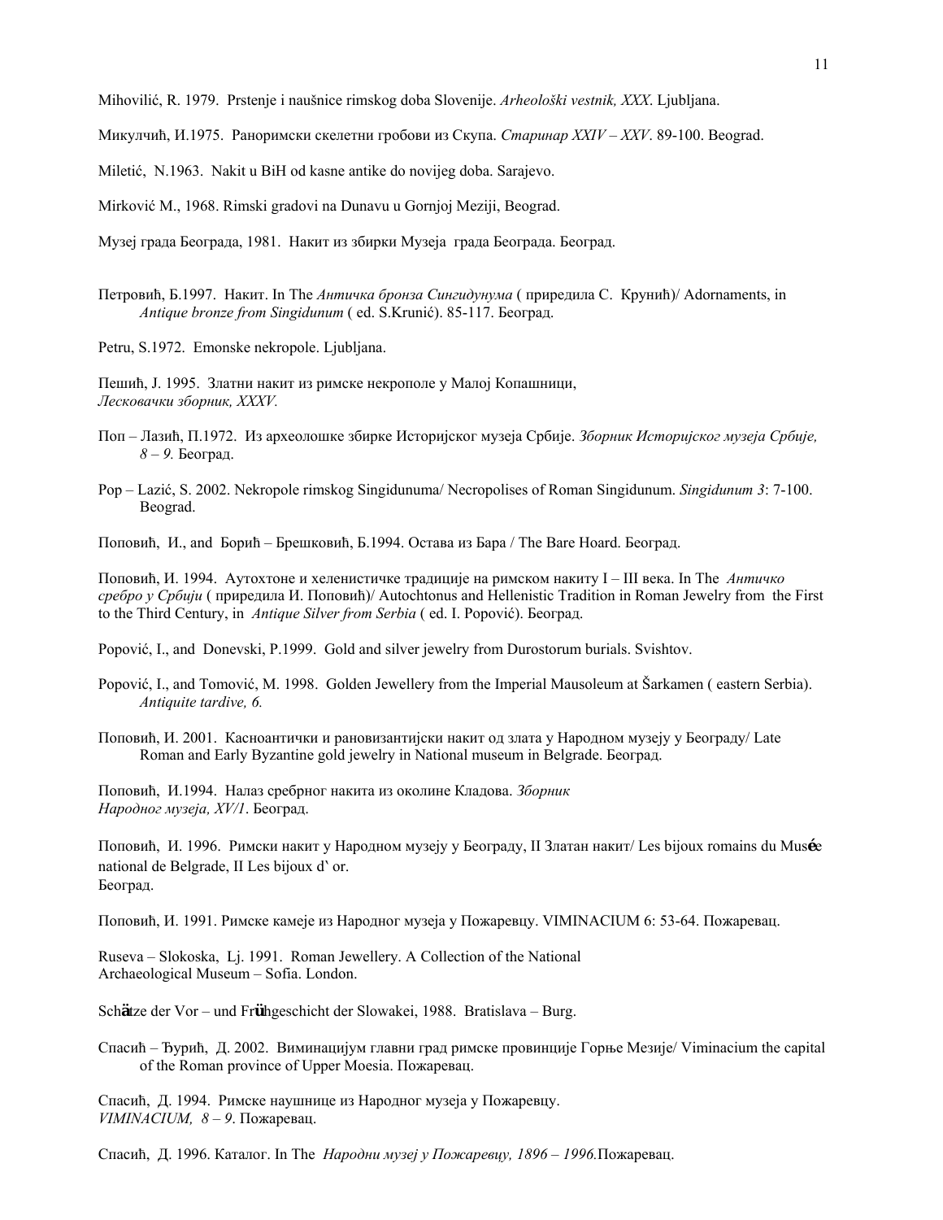Mihovilić, R. 1979. Prstenje i naušnice rimskog doba Slovenije. *Arheološki vestnik, XXX*. Ljubljana.

Микулчић, И.1975. Раноримски скелетни гробови из Скупа. *Старинар XXIV – XXV*. 89-100. Beograd.

Miletić, N.1963. Nakit u BiH od kasne antike do novijeg doba. Sarajevo.

Mirković M., 1968. Rimski gradovi na Dunavu u Gornjoj Meziji, Beograd.

Музеј града Београда, 1981. Накит из збирки Музеја града Београда. Београд.

Петровић, Б.1997. Накит. In The *Античка бронза Сингидунума* ( приредила С. Крунић)/ Adornaments, in *Antique bronze from Singidunum* ( ed. S.Krunić). 85-117. Београд.

Petru, S.1972. Emonske nekropole. Ljubljana.

Пешић, Ј. 1995. Златни накит из римске некрополе у Малој Копашници, *Лесковачки зборник, XXXV.*

Поп – Лазић, П.1972. Из археолошке збирке Историјског музеја Србије. *Зборник Историјског музеја Србије, 8 – 9.* Београд.

Pop – Lazić, S. 2002. Nekropole rimskog Singidunuma/ Necropolises of Roman Singidunum. *Singidunum 3*: 7-100. Beograd.

Поповић, И., and Борић – Брешковић, Б.1994. Остава из Бара / The Bare Hoard. Београд.

Поповић, И. 1994. Аутохтоне и хеленистичке традиције на римском накиту I – III века. In The *Античко сребро у Србији* ( приредила И. Поповић)/ Autochtonus and Hellenistic Tradition in Roman Jewelry from the First to the Third Century, in *Antique Silver from Serbia* ( ed. I. Popović). Београд.

Popović, I., and Donevski, P.1999. Gold and silver jewelry from Durostorum burials. Svishtov.

Popović, I., and Tomović, M. 1998. Golden Jewellery from the Imperial Mausoleum at Šarkamen ( eastern Serbia). *Antiquite tardive, 6.*

Поповић, И. 2001. Касноантички и рановизантијски накит од злата у Народном музеју у Београду/ Late Roman and Early Byzantine gold jewelry in National museum in Belgrade. Београд.

Поповић, И.1994. Налаз сребрног накита из околине Кладова. *Зборник Народног музеја, XV/1*. Београд.

Поповић, И. 1996. Римски накит у Народном музеју у Београду, II Златан накит/ Les bijoux romains du Musée national de Belgrade, II Les bijoux d` or. Београд.

Поповић, И. 1991. Римске камеје из Народног музеја у Пожаревцу. VIMINACIUM 6: 53-64. Пожаревац.

Ruseva – Slokoska, Lj. 1991. Roman Jewellery. A Collection of the National Archaeological Museum – Sofia. London.

Schätze der Vor – und Frühgeschicht der Slowakei, 1988. Bratislava – Burg.

Спасић – Ђурић, Д. 2002. Виминацијум главни град римске провинције Горње Мезије/ Viminacium the capital of the Roman province of Upper Moesia. Пожаревац.

Спасић, Д. 1994. Римске наушнице из Народног музеја у Пожаревцу. *VIMINACIUM, 8 – 9*. Пожаревац.

Спасић, Д. 1996. Каталог. In The *Народни музеј у Пожаревцу, 1896 – 1996.*Пожаревац.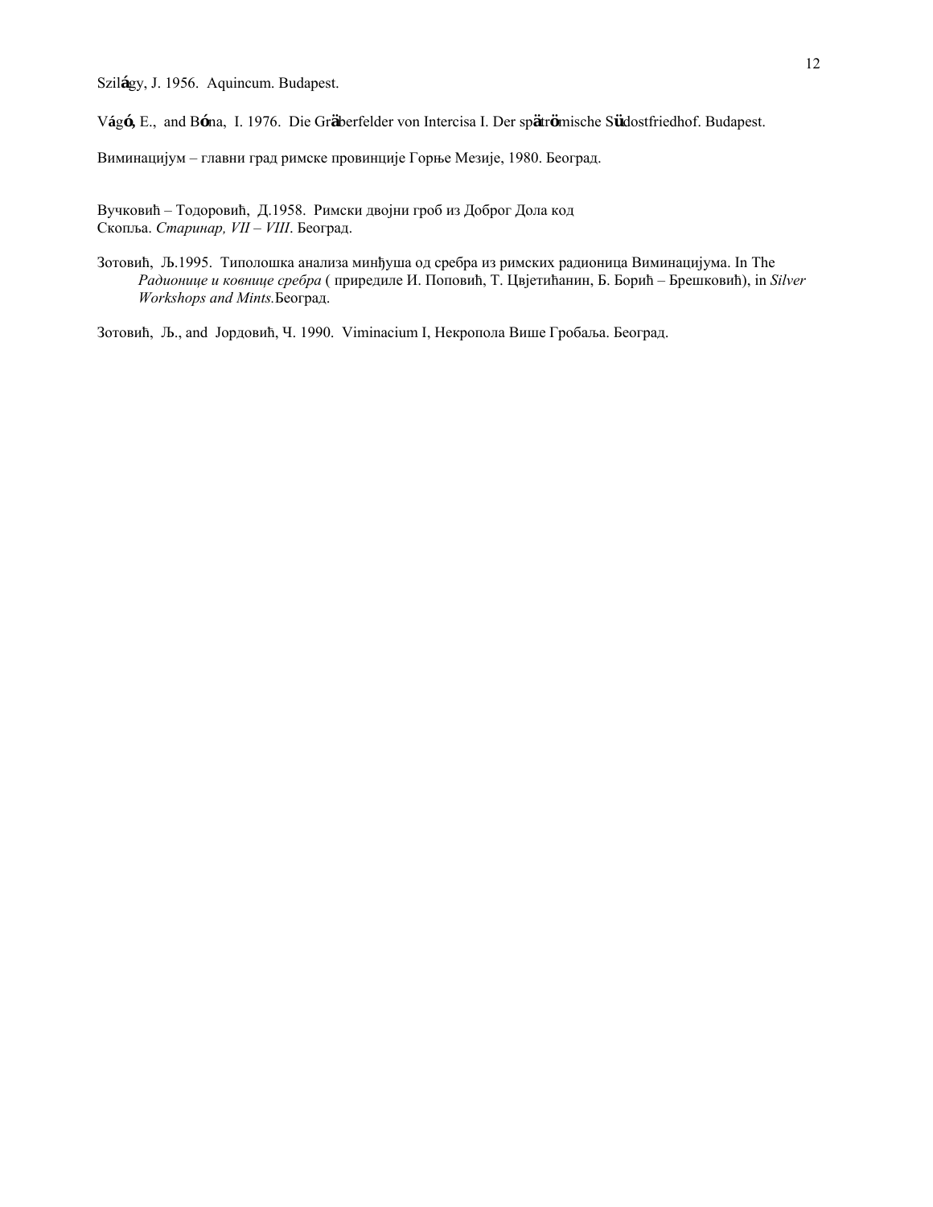Szilágy, J. 1956. Aquincum. Budapest.

Vágó, E., and Bóna, I. 1976. Die Gräberfelder von Intercisa I. Der spätrömische Südostfriedhof. Budapest.

Виминацијум – главни град римске провинције Горње Мезије, 1980. Београд.

Вучковић – Тодоровић, Д.1958. Римски двојни гроб из Доброг Дола код Скопља. *Старинар, VII – VIII*. Београд.

Зотовић, Љ.1995. Типолошка анализа минђуша од сребра из римских радионица Виминацијума. In The *Радионице и ковнице сребра* ( приредиле И. Поповић, Т. Цвјетићанин, Б. Борић – Брешковић), in *Silver Workshops and Mints.*Београд.

Зотовић, Љ., and Јордовић, Ч. 1990. Viminacium I, Некропола Више Гробаља. Београд.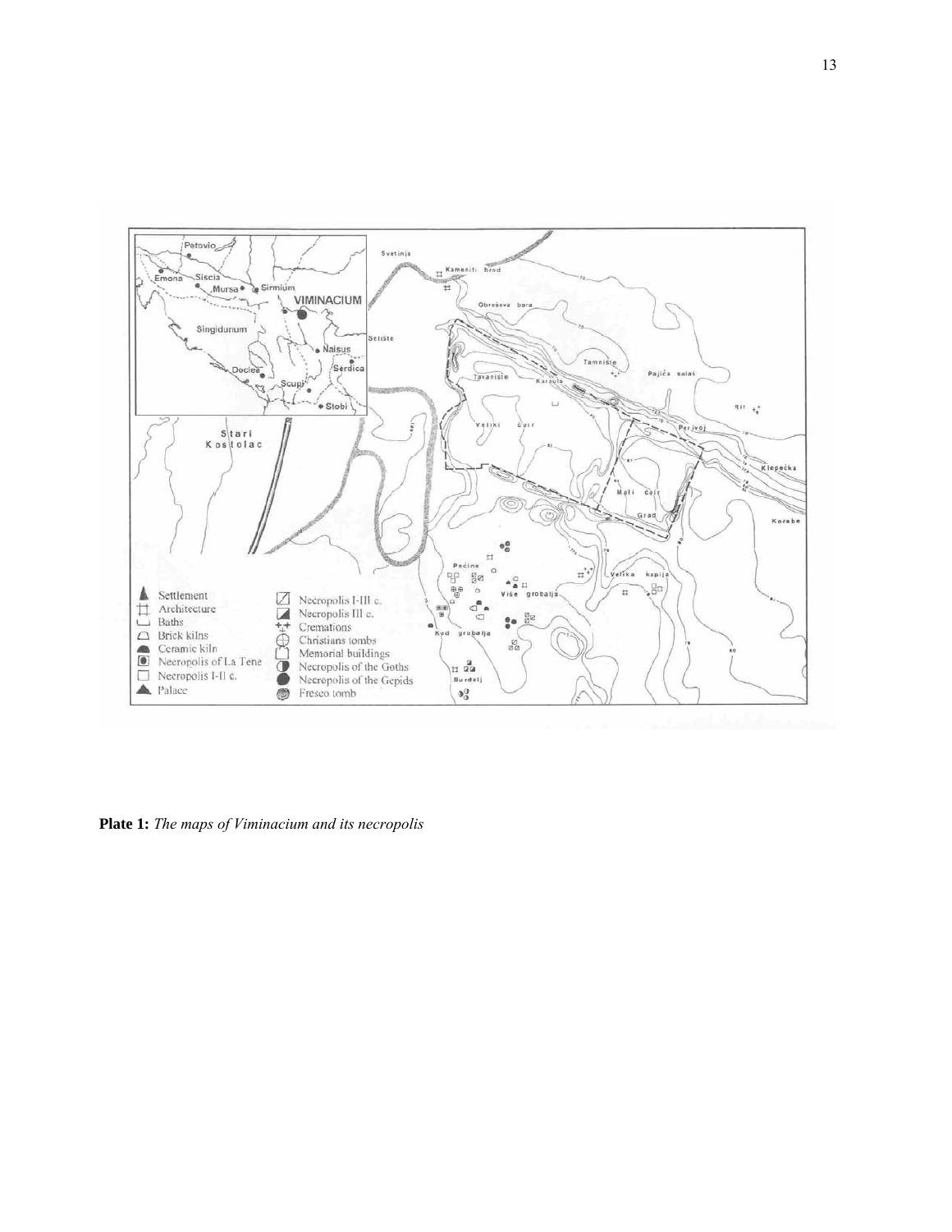**Plate 1:** *The maps of Viminacium and its necropolis*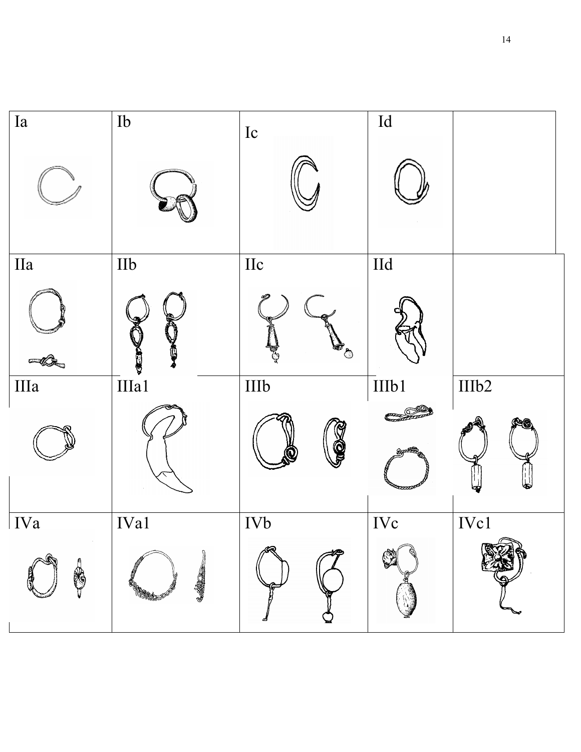| Ia | Ib | Ic | Id | |
|---|---|---|---|---|
| IIa | IIb | IIc | IId | |
| IIIa | IIIa1 | IIIb | IIIb1 | IIIb2 |
| IVa | IVa1 | IVb | IVc | IVc1 |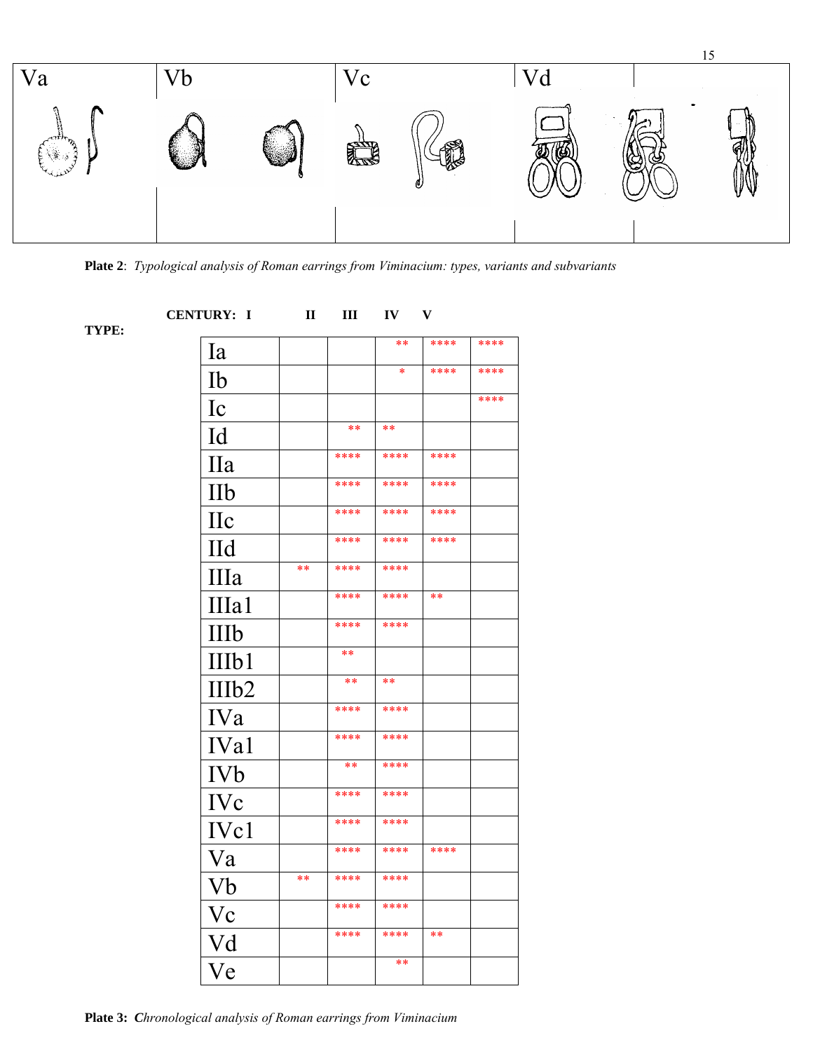| Va | Vb | Vc | Vd | |
|---|---|---|---|---|
| | | | | |

**Plate 2**: *Typological analysis of Roman earrings from Viminacium: types, variants and subvariants*

| TYPE: | CENTURY: I | II | III | IV | V |
|---|---|---|---|---|---|
| Ia | | | ** | **** | **** |
| Ib | | | * | **** | **** |
| Ic | | | | | **** |
| Id | | ** | ** | | |
| IIa | | **** | **** | **** | |
| IIb | | **** | **** | **** | |
| IIc | | **** | **** | **** | |
| IId | | **** | **** | **** | |
| IIIa | ** | **** | **** | | |
| IIIa1 | | **** | **** | ** | |
| IIIb | | **** | **** | | |
| IIIb1 | | ** | | | |
| IIIb2 | | ** | ** | | |
| IVa | | **** | **** | | |
| IVa1 | | **** | **** | | |
| IVb | | ** | **** | | |
| IVc | | **** | **** | | |
| IVc1 | | **** | **** | | |
| Va | | **** | **** | **** | |
| Vb | ** | **** | **** | | |
| Vc | | **** | **** | | |
| Vd | | **** | **** | ** | |
| Ve | | | ** | | |

**Plate 3:** ***C****hronological analysis of Roman earrings from Viminacium*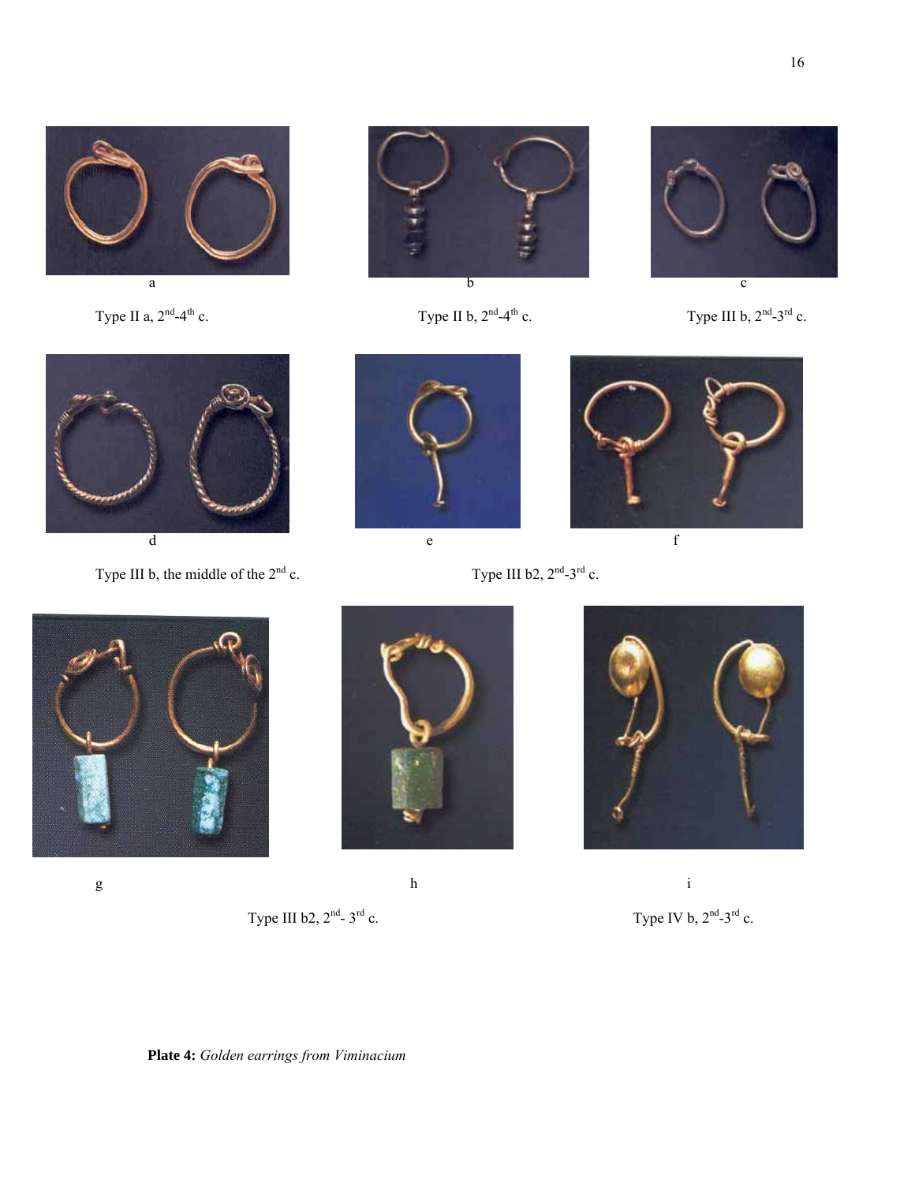a

Type II a, 2nd-4th c.

b

Type II b, 2nd-4th c.

c

Type III b, 2nd-3rd c.

d

Type III b, the middle of the 2nd c.

e

f

Type III b2, 2nd-3rd c.

g

h

Type III b2, 2nd- 3rd c.

i

Type IV b, 2nd-3rd c.

**Plate 4:** *Golden earrings from Viminacium*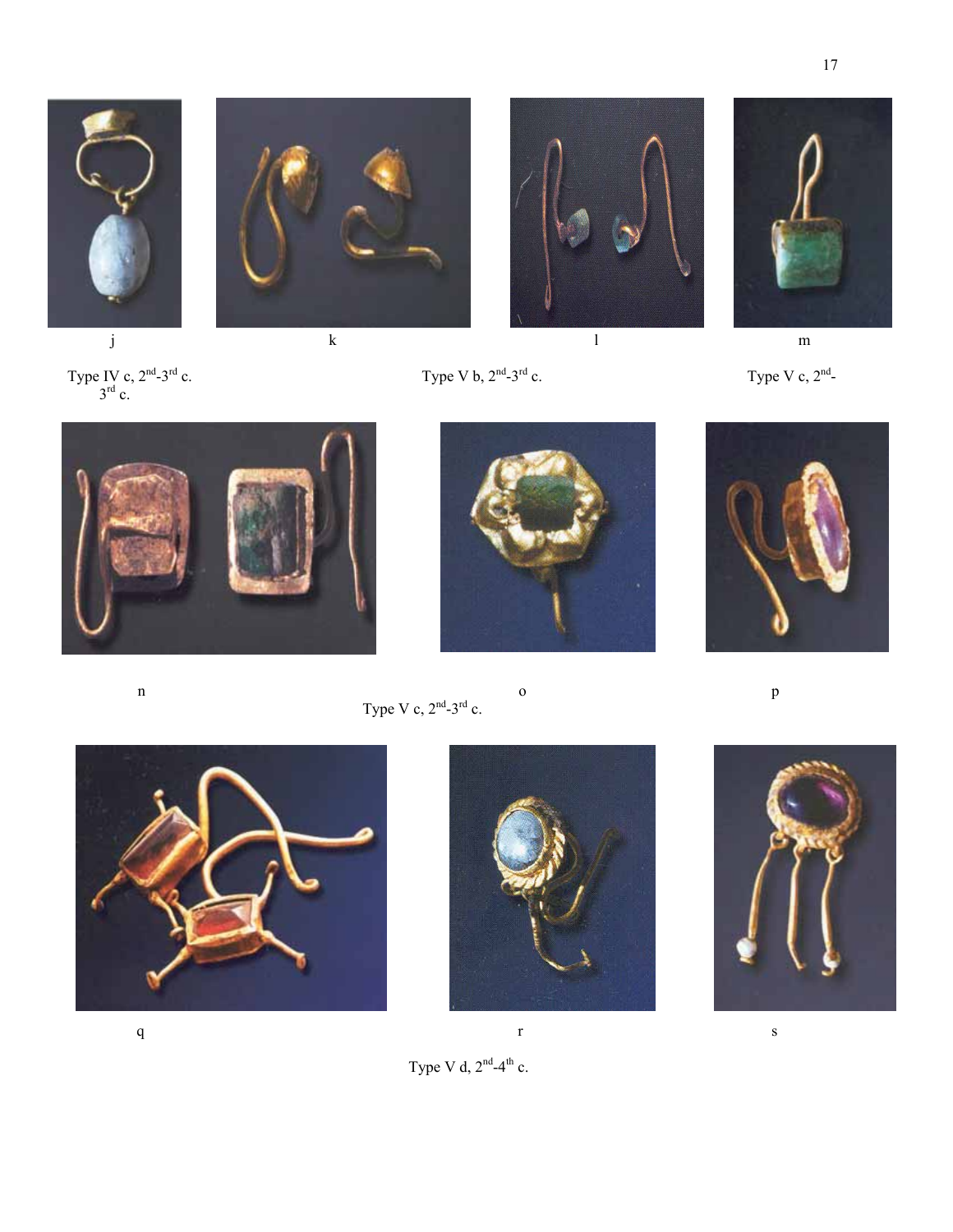j

k

l

m

Type IV c, $2^{nd}$-$3^{rd}$ c.

Type V b, $2^{nd}$-$3^{rd}$ c.

Type V c, $2^{nd}$-$3^{rd}$ c.

n

o

p

Type V c, $2^{nd}$-$3^{rd}$ c.

q

r

s

Type V d, $2^{nd}$-$4^{th}$ c.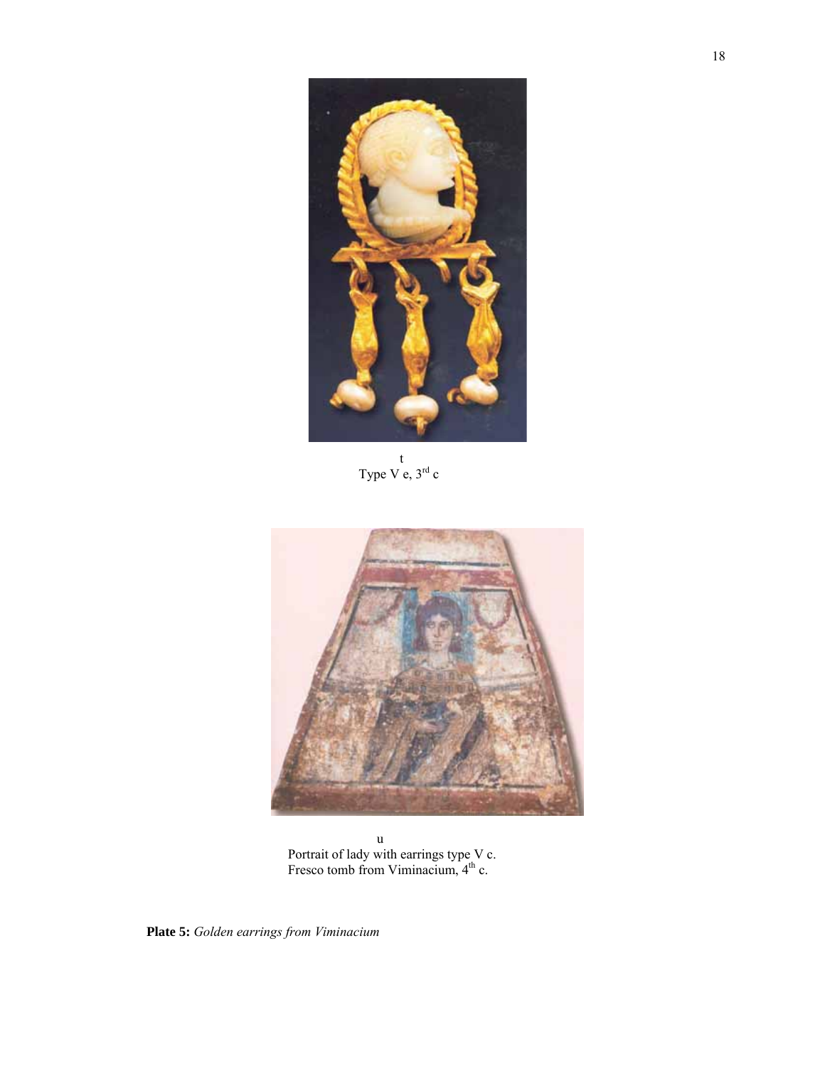t
Type V e, 3rd c

u
Portrait of lady with earrings type V c.
Fresco tomb from Viminacium, 4th c.

**Plate 5:** *Golden earrings from Viminacium*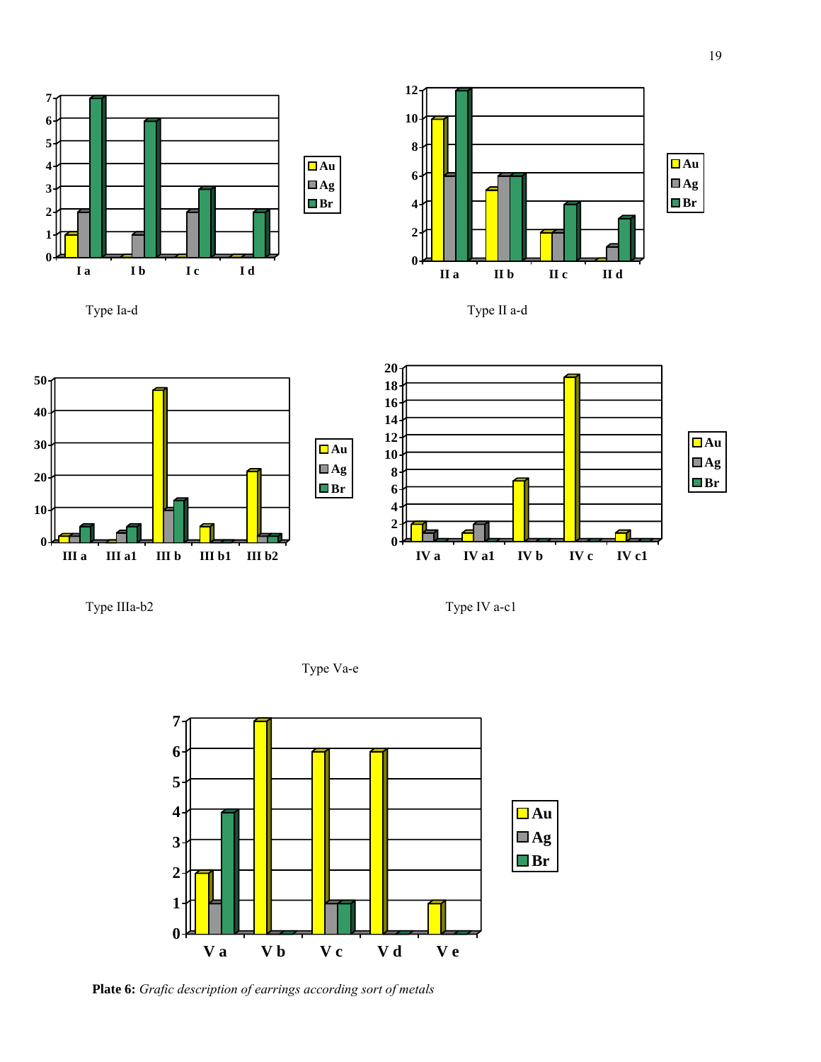7
6
5
4
3
2
1
0

I a I b I c I d

Au
Ag
Br

Type Ia-d

12
10
8
6
4
2
0

II a II b II c II d

Au
Ag
Br

Type II a-d

50
40
30
20
10
0

III a III a1 III b III b1 III b2

Au
Ag
Br

Type IIIa-b2

20
18
16
14
12
10
8
6
4
2
0

IV a IV a1 IV b IV c IV c1

Au
Ag
Br

Type IV a-c1

Type Va-e

7
6
5
4
3
2
1
0

V a V b V c V d V e

Au
Ag
Br

**Plate 6:** *Grafic description of earrings according sort of metals*